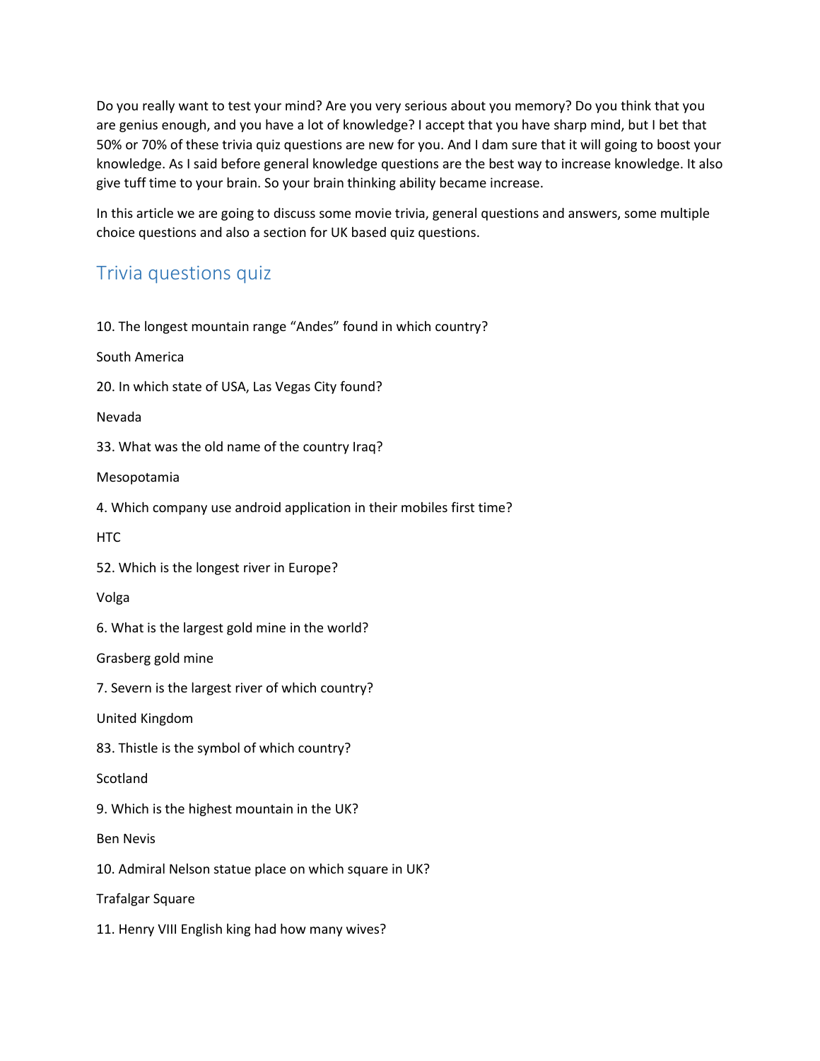Do you really want to test your mind? Are you very serious about you memory? Do you think that you are genius enough, and you have a lot of knowledge? I accept that you have sharp mind, but I bet that 50% or 70% of these trivia quiz questions are new for you. And I dam sure that it will going to boost your knowledge. As I said before general knowledge questions are the best way to increase knowledge. It also give tuff time to your brain. So your brain thinking ability became increase.

In this article we are going to discuss some movie trivia, general questions and answers, some multiple choice questions and also a section for UK based quiz questions.

## Trivia questions quiz

10. The longest mountain range "Andes" found in which country?

South America

20. In which state of USA, Las Vegas City found?

Nevada

33. What was the old name of the country Iraq?

Mesopotamia

4. Which company use android application in their mobiles first time?

HTC

52. Which is the longest river in Europe?

Volga

6. What is the largest gold mine in the world?

Grasberg gold mine

7. Severn is the largest river of which country?

United Kingdom

83. Thistle is the symbol of which country?

Scotland

9. Which is the highest mountain in the UK?

Ben Nevis

10. Admiral Nelson statue place on which square in UK?

Trafalgar Square

11. Henry VIII English king had how many wives?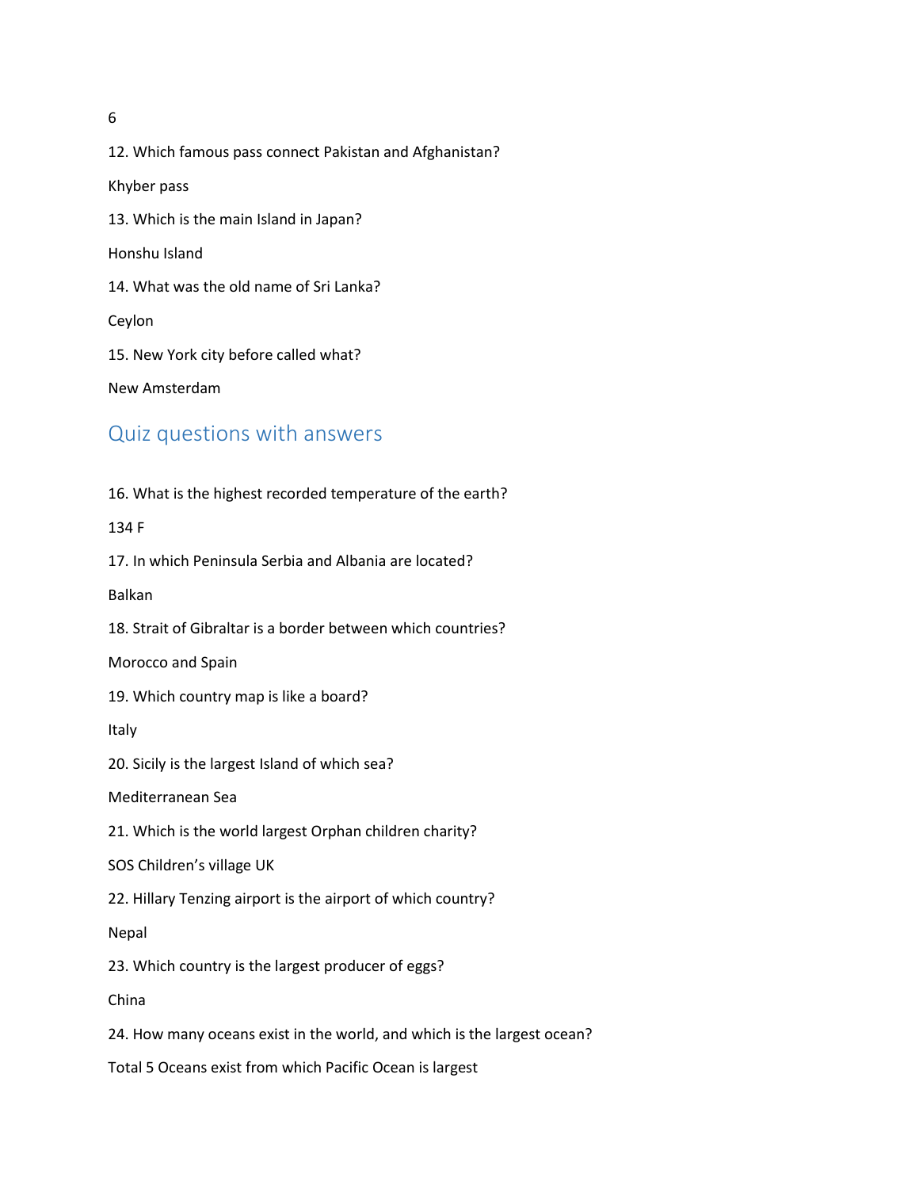12. Which famous pass connect Pakistan and Afghanistan?

Khyber pass

13. Which is the main Island in Japan?

Honshu Island

14. What was the old name of Sri Lanka?

Ceylon

15. New York city before called what?

New Amsterdam

## Quiz questions with answers

16. What is the highest recorded temperature of the earth?

134 F

17. In which Peninsula Serbia and Albania are located?

Balkan

18. Strait of Gibraltar is a border between which countries?

Morocco and Spain

19. Which country map is like a board?

Italy

20. Sicily is the largest Island of which sea?

Mediterranean Sea

21. Which is the world largest Orphan children charity?

SOS Children's village UK

22. Hillary Tenzing airport is the airport of which country?

Nepal

23. Which country is the largest producer of eggs?

China

24. How many oceans exist in the world, and which is the largest ocean?

Total 5 Oceans exist from which Pacific Ocean is largest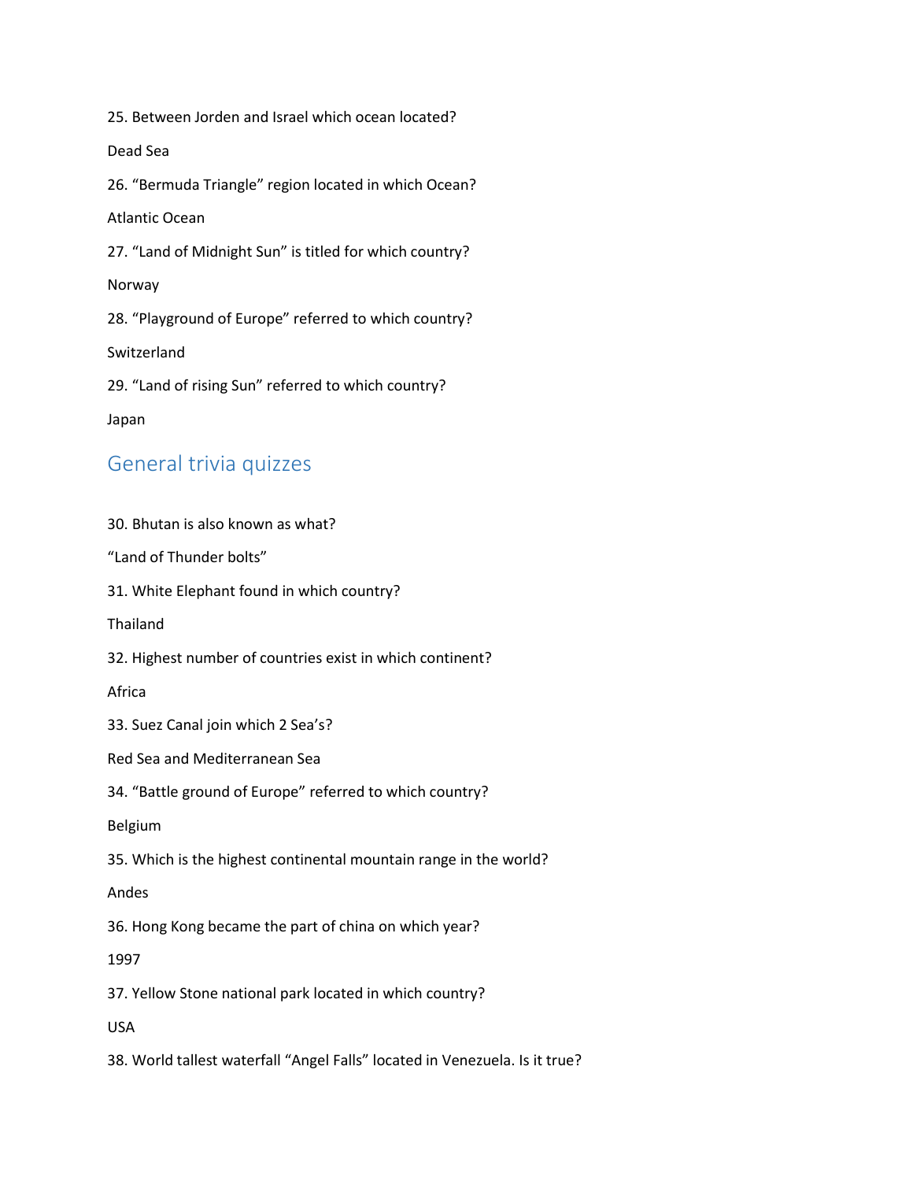25. Between Jorden and Israel which ocean located?

Dead Sea

26. “Bermuda Triangle” region located in which Ocean?

Atlantic Ocean

27. “Land of Midnight Sun” is titled for which country?

Norway

28. “Playground of Europe” referred to which country?

Switzerland

29. “Land of rising Sun” referred to which country?

Japan

## General trivia quizzes

30. Bhutan is also known as what?

“Land of Thunder bolts”

31. White Elephant found in which country?

Thailand

32. Highest number of countries exist in which continent?

Africa

33. Suez Canal join which 2 Sea’s?

Red Sea and Mediterranean Sea

34. “Battle ground of Europe” referred to which country?

Belgium

35. Which is the highest continental mountain range in the world?

Andes

36. Hong Kong became the part of china on which year?

1997

37. Yellow Stone national park located in which country?

USA

38. World tallest waterfall “Angel Falls” located in Venezuela. Is it true?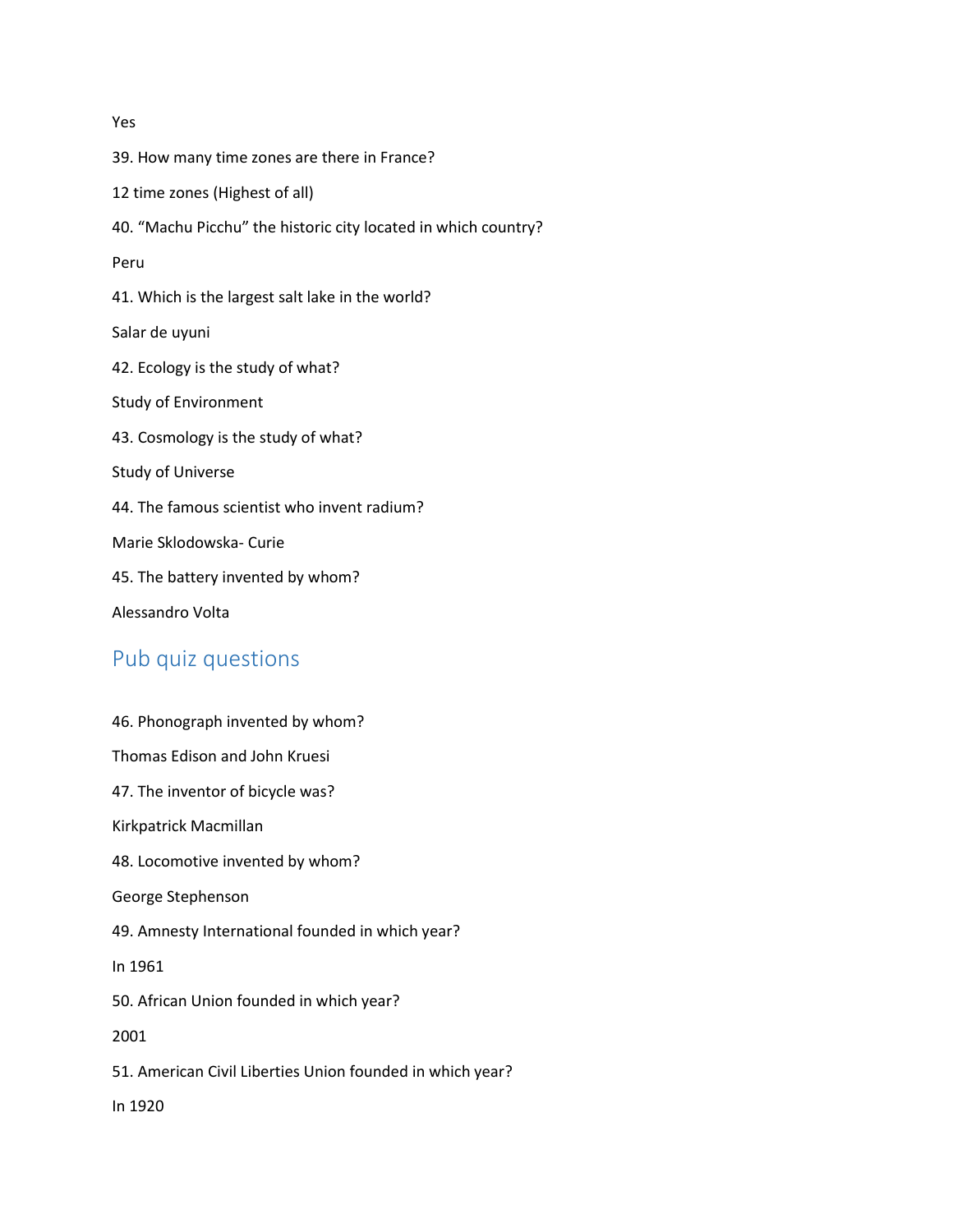Yes

39. How many time zones are there in France?

12 time zones (Highest of all)

40. "Machu Picchu" the historic city located in which country?

Peru

41. Which is the largest salt lake in the world?

Salar de uyuni

42. Ecology is the study of what?

Study of Environment

43. Cosmology is the study of what?

Study of Universe

44. The famous scientist who invent radium?

Marie Sklodowska- Curie

45. The battery invented by whom?

Alessandro Volta

## Pub quiz questions

46. Phonograph invented by whom?

Thomas Edison and John Kruesi

47. The inventor of bicycle was?

Kirkpatrick Macmillan

48. Locomotive invented by whom?

George Stephenson

49. Amnesty International founded in which year?

In 1961

50. African Union founded in which year?

2001

51. American Civil Liberties Union founded in which year?

In 1920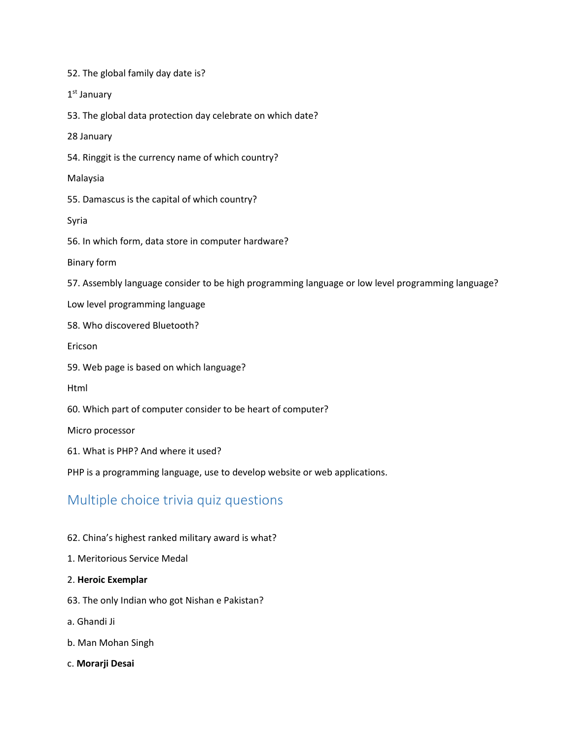52. The global family day date is?

1[st] January

53. The global data protection day celebrate on which date?

28 January

54. Ringgit is the currency name of which country?

Malaysia

55. Damascus is the capital of which country?

Syria

56. In which form, data store in computer hardware?

Binary form

57. Assembly language consider to be high programming language or low level programming language?

Low level programming language

58. Who discovered Bluetooth?

Ericson

59. Web page is based on which language?

Html

60. Which part of computer consider to be heart of computer?

Micro processor

61. What is PHP? And where it used?

PHP is a programming language, use to develop website or web applications.

## Multiple choice trivia quiz questions

62. China's highest ranked military award is what?

1. Meritorious Service Medal

2. **Heroic Exemplar**

63. The only Indian who got Nishan e Pakistan?

a. Ghandi Ji

b. Man Mohan Singh

c. **Morarji Desai**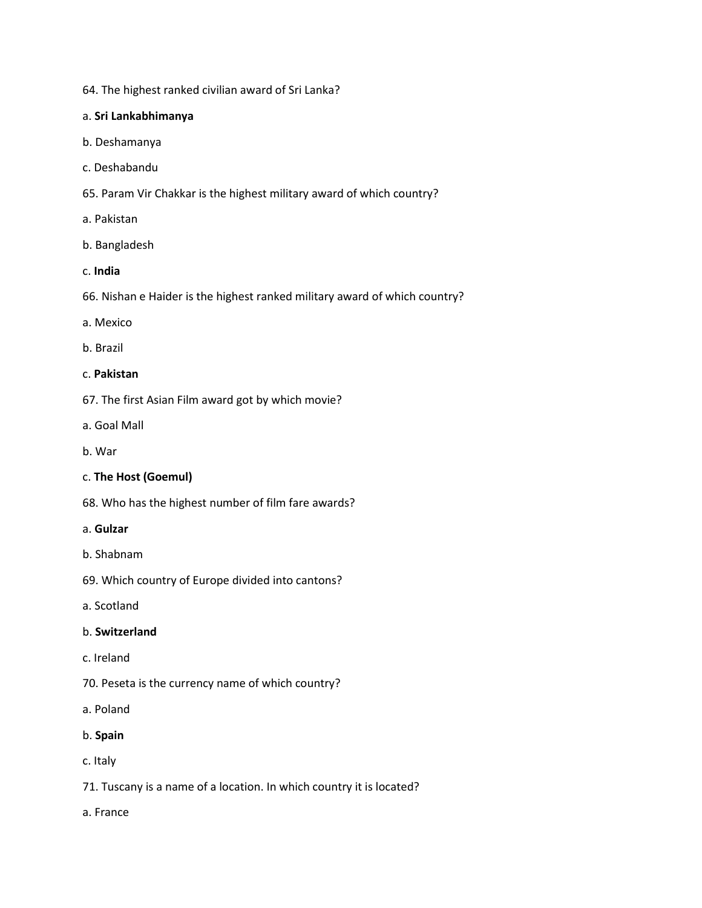64. The highest ranked civilian award of Sri Lanka?

a. **Sri Lankabhimanya**

b. Deshamanya

c. Deshabandu

65. Param Vir Chakkar is the highest military award of which country?

a. Pakistan

b. Bangladesh

c. **India**

66. Nishan e Haider is the highest ranked military award of which country?

a. Mexico

b. Brazil

c. **Pakistan**

67. The first Asian Film award got by which movie?

a. Goal Mall

b. War

c. **The Host (Goemul)**

68. Who has the highest number of film fare awards?

a. **Gulzar**

b. Shabnam

69. Which country of Europe divided into cantons?

a. Scotland

b. **Switzerland**

c. Ireland

70. Peseta is the currency name of which country?

a. Poland

b. **Spain**

c. Italy

71. Tuscany is a name of a location. In which country it is located?

a. France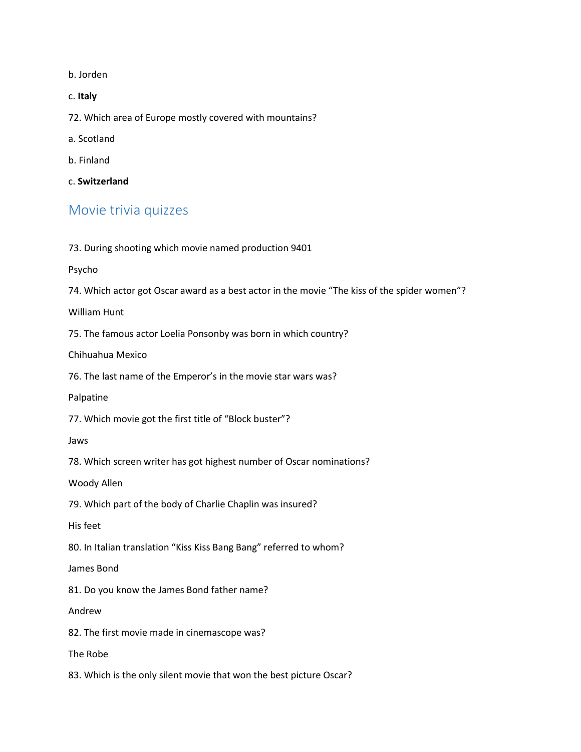b. Jorden

c. **Italy**

72. Which area of Europe mostly covered with mountains?

a. Scotland

b. Finland

c. **Switzerland**

## Movie trivia quizzes

73. During shooting which movie named production 9401

Psycho

74. Which actor got Oscar award as a best actor in the movie "The kiss of the spider women"?

William Hunt

75. The famous actor Loelia Ponsonby was born in which country?

Chihuahua Mexico

76. The last name of the Emperor's in the movie star wars was?

Palpatine

77. Which movie got the first title of "Block buster"?

Jaws

78. Which screen writer has got highest number of Oscar nominations?

Woody Allen

79. Which part of the body of Charlie Chaplin was insured?

His feet

80. In Italian translation "Kiss Kiss Bang Bang" referred to whom?

James Bond

81. Do you know the James Bond father name?

Andrew

82. The first movie made in cinemascope was?

The Robe

83. Which is the only silent movie that won the best picture Oscar?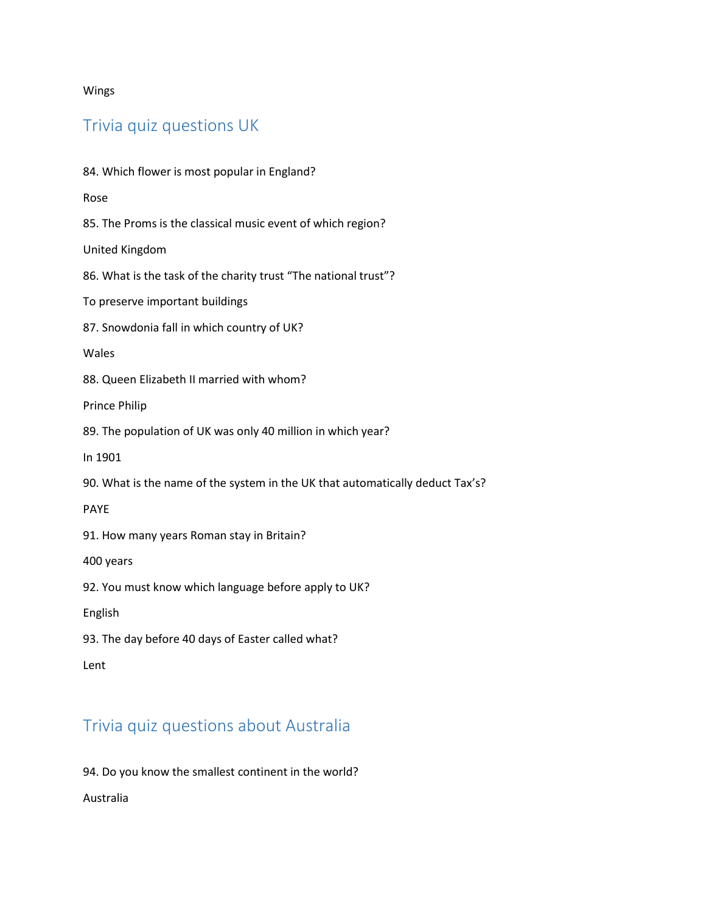Wings

## Trivia quiz questions UK

84. Which flower is most popular in England?

Rose

85. The Proms is the classical music event of which region?

United Kingdom

86. What is the task of the charity trust "The national trust"?

To preserve important buildings

87. Snowdonia fall in which country of UK?

Wales

88. Queen Elizabeth II married with whom?

Prince Philip

89. The population of UK was only 40 million in which year?

In 1901

90. What is the name of the system in the UK that automatically deduct Tax's?

PAYE

91. How many years Roman stay in Britain?

400 years

92. You must know which language before apply to UK?

English

93. The day before 40 days of Easter called what?

Lent

## Trivia quiz questions about Australia

94. Do you know the smallest continent in the world?

Australia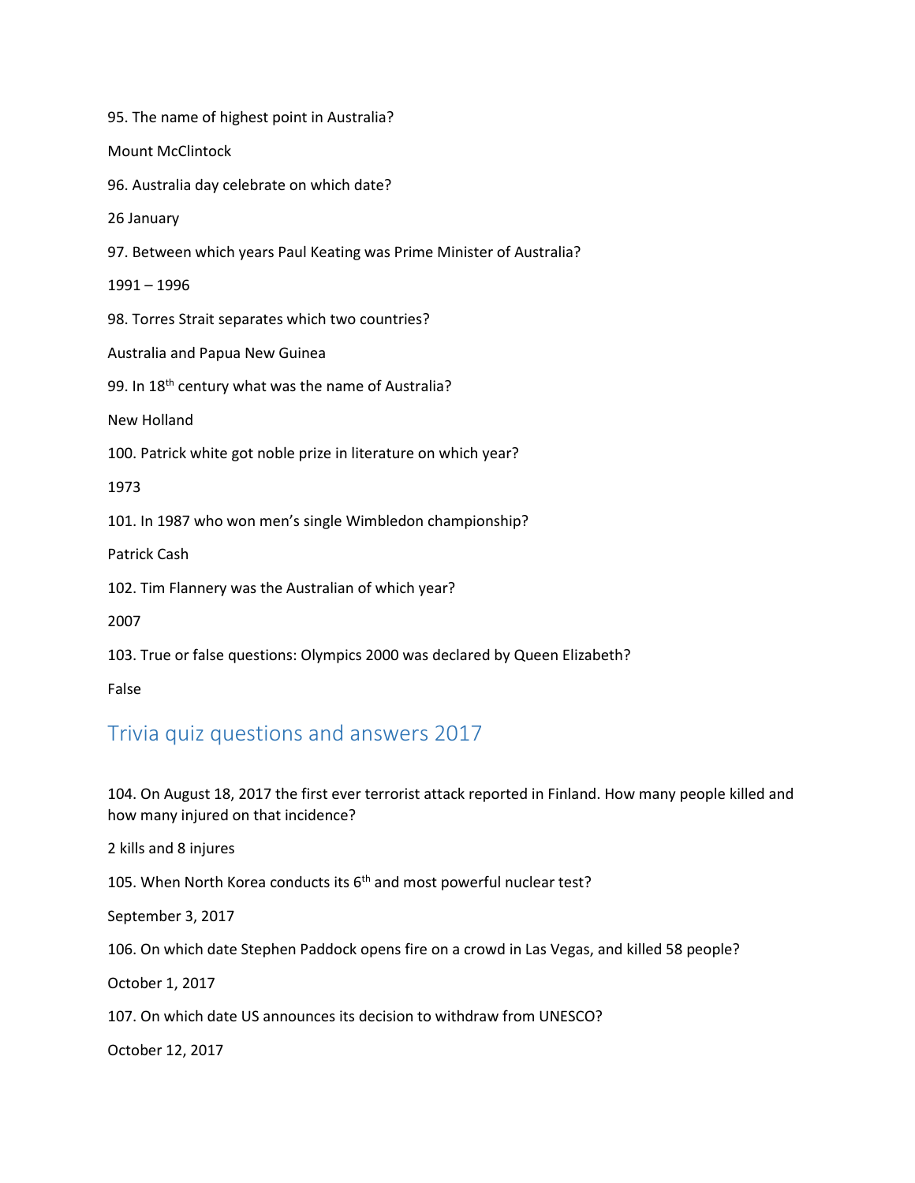95. The name of highest point in Australia?

Mount McClintock

96. Australia day celebrate on which date?

26 January

97. Between which years Paul Keating was Prime Minister of Australia?

1991 – 1996

98. Torres Strait separates which two countries?

Australia and Papua New Guinea

99. In 18th century what was the name of Australia?

New Holland

100. Patrick white got noble prize in literature on which year?

1973

101. In 1987 who won men's single Wimbledon championship?

Patrick Cash

102. Tim Flannery was the Australian of which year?

2007

103. True or false questions: Olympics 2000 was declared by Queen Elizabeth?

False

## Trivia quiz questions and answers 2017

104. On August 18, 2017 the first ever terrorist attack reported in Finland. How many people killed and how many injured on that incidence?

2 kills and 8 injures

105. When North Korea conducts its 6th and most powerful nuclear test?

September 3, 2017

106. On which date Stephen Paddock opens fire on a crowd in Las Vegas, and killed 58 people?

October 1, 2017

107. On which date US announces its decision to withdraw from UNESCO?

October 12, 2017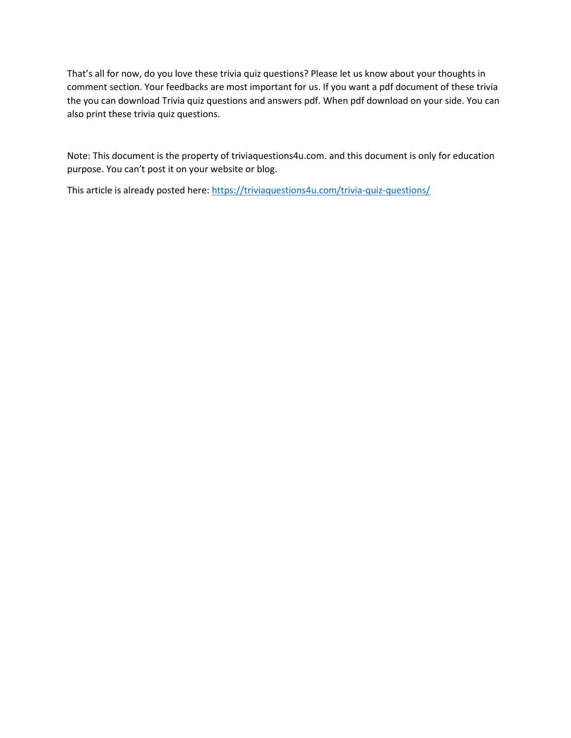That's all for now, do you love these trivia quiz questions? Please let us know about your thoughts in comment section. Your feedbacks are most important for us. If you want a pdf document of these trivia the you can download Trivia quiz questions and answers pdf. When pdf download on your side. You can also print these trivia quiz questions.

Note: This document is the property of triviaquestions4u.com. and this document is only for education purpose. You can't post it on your website or blog.

This article is already posted here: [https://triviaquestions4u.com/trivia-quiz-questions/](https://triviaquestions4u.com/trivia-quiz-questions/)